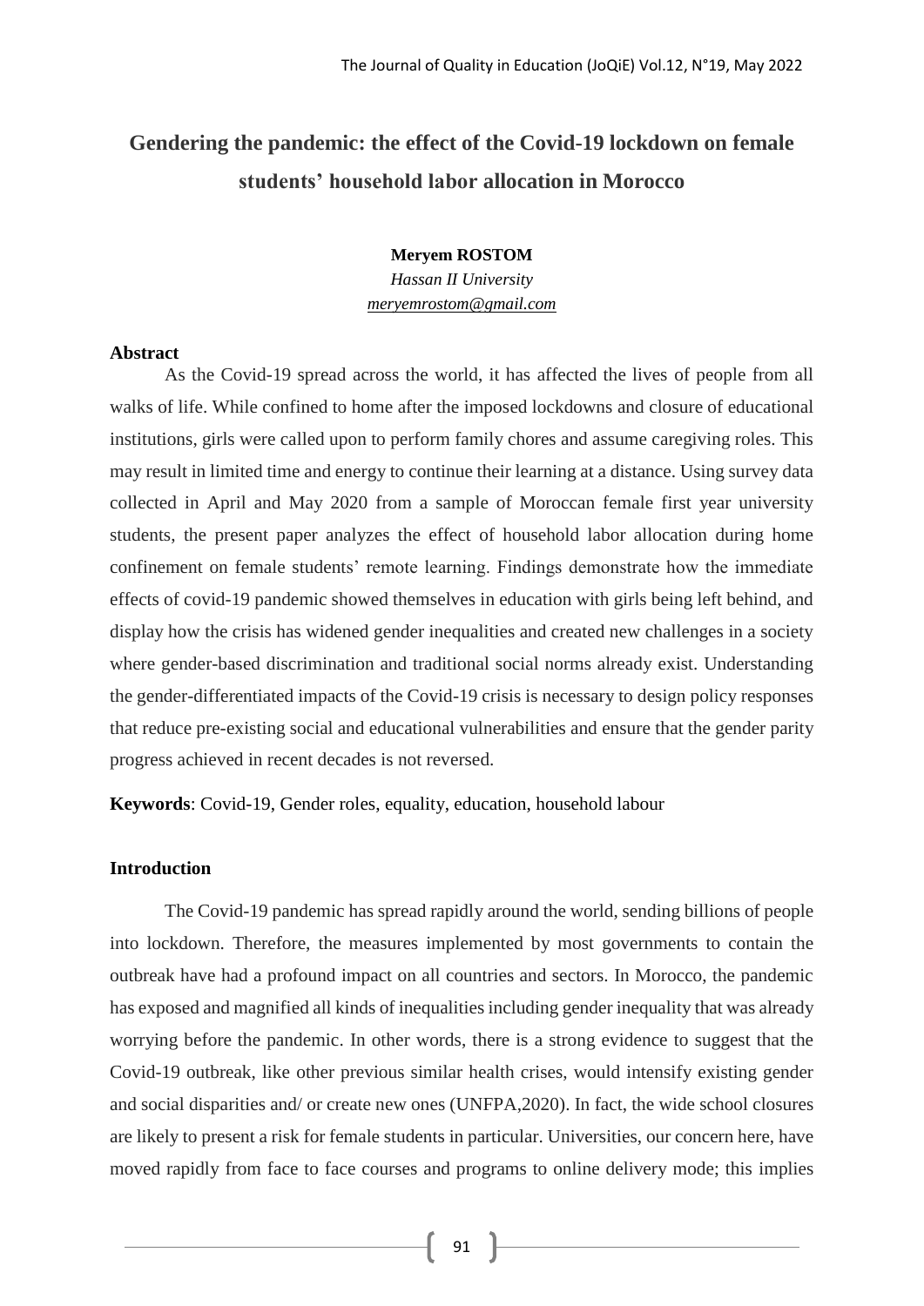# Gendering the pandemic: the effect of the Covid-19 lockdown on female students' household labor allocation in Morocco

**Meryem ROSTOM**

*Hassan II University*

*meryemrostom@gmail.com*

## Abstract

As the Covid-19 spread across the world, it has affected the lives of people from all walks of life. While confined to home after the imposed lockdowns and closure of educational institutions, girls were called upon to perform family chores and assume caregiving roles. This may result in limited time and energy to continue their learning at a distance. Using survey data collected in April and May 2020 from a sample of Moroccan female first year university students, the present paper analyzes the effect of household labor allocation during home confinement on female students' remote learning. Findings demonstrate how the immediate effects of covid-19 pandemic showed themselves in education with girls being left behind, and display how the crisis has widened gender inequalities and created new challenges in a society where gender-based discrimination and traditional social norms already exist. Understanding the gender-differentiated impacts of the Covid-19 crisis is necessary to design policy responses that reduce pre-existing social and educational vulnerabilities and ensure that the gender parity progress achieved in recent decades is not reversed.

**Keywords**: Covid-19, Gender roles, equality, education, household labour

## Introduction

The Covid-19 pandemic has spread rapidly around the world, sending billions of people into lockdown. Therefore, the measures implemented by most governments to contain the outbreak have had a profound impact on all countries and sectors. In Morocco, the pandemic has exposed and magnified all kinds of inequalities including gender inequality that was already worrying before the pandemic. In other words, there is a strong evidence to suggest that the Covid-19 outbreak, like other previous similar health crises, would intensify existing gender and social disparities and/ or create new ones (UNFPA,2020). In fact, the wide school closures are likely to present a risk for female students in particular. Universities, our concern here, have moved rapidly from face to face courses and programs to online delivery mode; this implies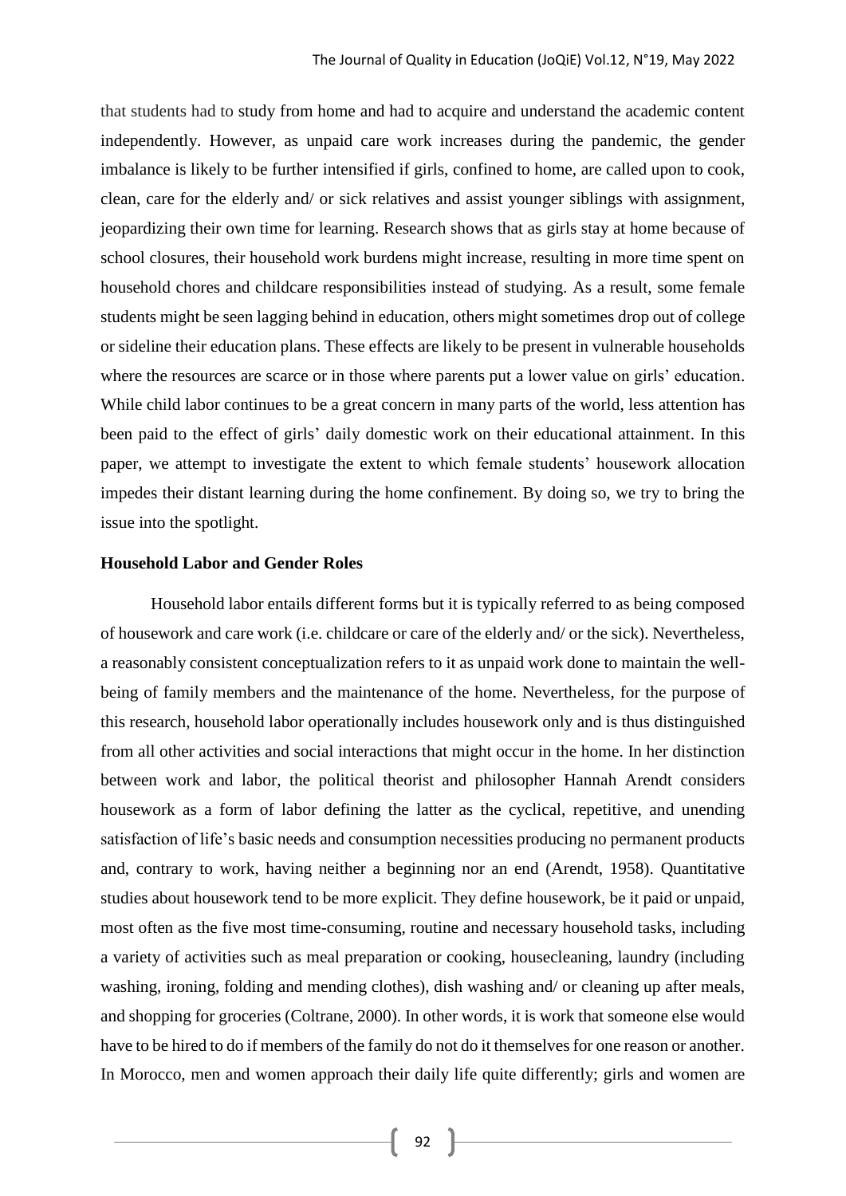that students had to study from home and had to acquire and understand the academic content independently. However, as unpaid care work increases during the pandemic, the gender imbalance is likely to be further intensified if girls, confined to home, are called upon to cook, clean, care for the elderly and/ or sick relatives and assist younger siblings with assignment, jeopardizing their own time for learning. Research shows that as girls stay at home because of school closures, their household work burdens might increase, resulting in more time spent on household chores and childcare responsibilities instead of studying. As a result, some female students might be seen lagging behind in education, others might sometimes drop out of college or sideline their education plans. These effects are likely to be present in vulnerable households where the resources are scarce or in those where parents put a lower value on girls' education. While child labor continues to be a great concern in many parts of the world, less attention has been paid to the effect of girls' daily domestic work on their educational attainment. In this paper, we attempt to investigate the extent to which female students' housework allocation impedes their distant learning during the home confinement. By doing so, we try to bring the issue into the spotlight.

**Household Labor and Gender Roles**

Household labor entails different forms but it is typically referred to as being composed of housework and care work (i.e. childcare or care of the elderly and/ or the sick). Nevertheless, a reasonably consistent conceptualization refers to it as unpaid work done to maintain the well-being of family members and the maintenance of the home. Nevertheless, for the purpose of this research, household labor operationally includes housework only and is thus distinguished from all other activities and social interactions that might occur in the home. In her distinction between work and labor, the political theorist and philosopher Hannah Arendt considers housework as a form of labor defining the latter as the cyclical, repetitive, and unending satisfaction of life's basic needs and consumption necessities producing no permanent products and, contrary to work, having neither a beginning nor an end (Arendt, 1958). Quantitative studies about housework tend to be more explicit. They define housework, be it paid or unpaid, most often as the five most time-consuming, routine and necessary household tasks, including a variety of activities such as meal preparation or cooking, housecleaning, laundry (including washing, ironing, folding and mending clothes), dish washing and/ or cleaning up after meals, and shopping for groceries (Coltrane, 2000). In other words, it is work that someone else would have to be hired to do if members of the family do not do it themselves for one reason or another. In Morocco, men and women approach their daily life quite differently; girls and women are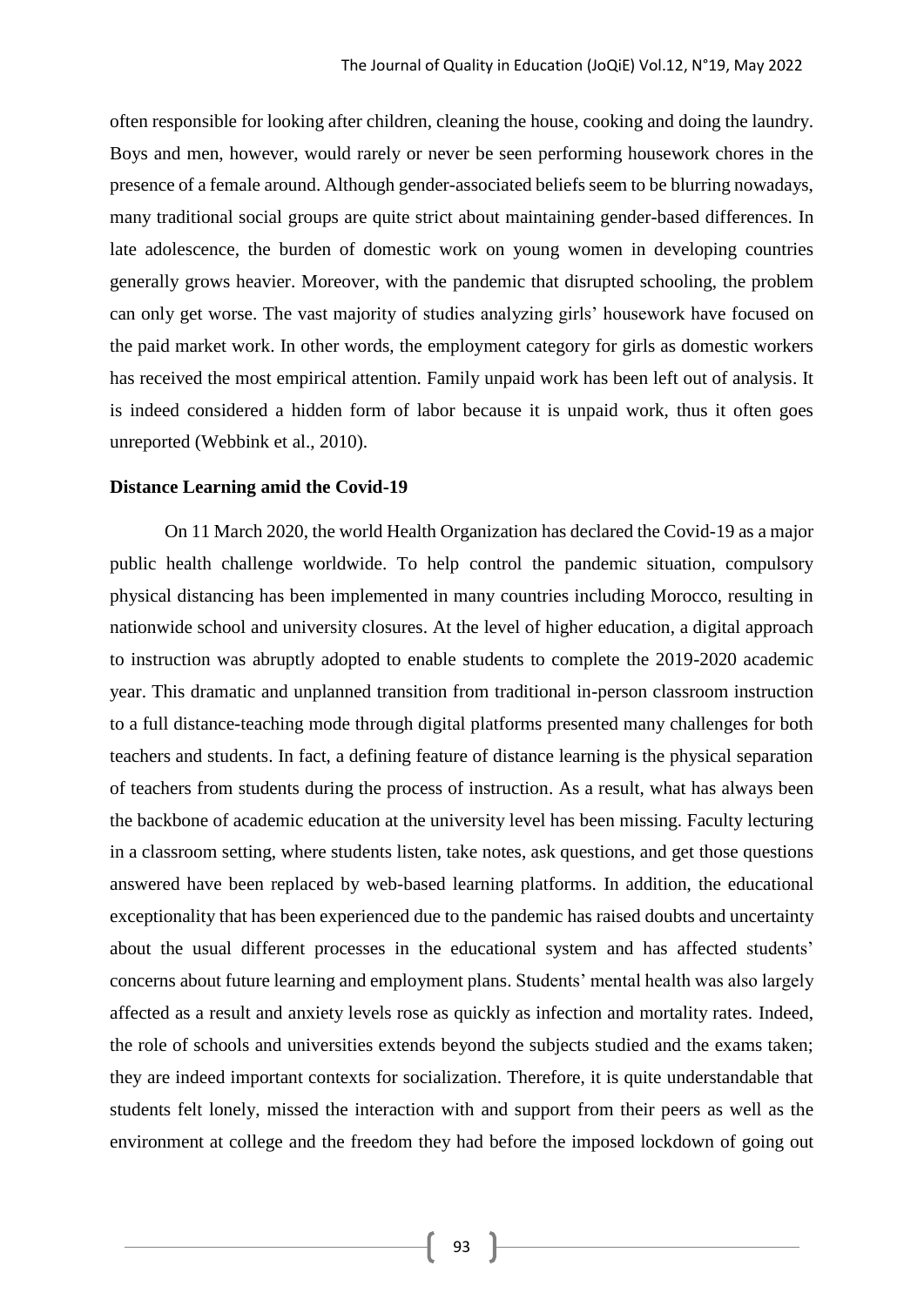often responsible for looking after children, cleaning the house, cooking and doing the laundry. Boys and men, however, would rarely or never be seen performing housework chores in the presence of a female around. Although gender-associated beliefs seem to be blurring nowadays, many traditional social groups are quite strict about maintaining gender-based differences. In late adolescence, the burden of domestic work on young women in developing countries generally grows heavier. Moreover, with the pandemic that disrupted schooling, the problem can only get worse. The vast majority of studies analyzing girls' housework have focused on the paid market work. In other words, the employment category for girls as domestic workers has received the most empirical attention. Family unpaid work has been left out of analysis. It is indeed considered a hidden form of labor because it is unpaid work, thus it often goes unreported (Webbink et al., 2010).

## Distance Learning amid the Covid-19

On 11 March 2020, the world Health Organization has declared the Covid-19 as a major public health challenge worldwide. To help control the pandemic situation, compulsory physical distancing has been implemented in many countries including Morocco, resulting in nationwide school and university closures. At the level of higher education, a digital approach to instruction was abruptly adopted to enable students to complete the 2019-2020 academic year. This dramatic and unplanned transition from traditional in-person classroom instruction to a full distance-teaching mode through digital platforms presented many challenges for both teachers and students. In fact, a defining feature of distance learning is the physical separation of teachers from students during the process of instruction. As a result, what has always been the backbone of academic education at the university level has been missing. Faculty lecturing in a classroom setting, where students listen, take notes, ask questions, and get those questions answered have been replaced by web-based learning platforms. In addition, the educational exceptionality that has been experienced due to the pandemic has raised doubts and uncertainty about the usual different processes in the educational system and has affected students' concerns about future learning and employment plans. Students' mental health was also largely affected as a result and anxiety levels rose as quickly as infection and mortality rates. Indeed, the role of schools and universities extends beyond the subjects studied and the exams taken; they are indeed important contexts for socialization. Therefore, it is quite understandable that students felt lonely, missed the interaction with and support from their peers as well as the environment at college and the freedom they had before the imposed lockdown of going out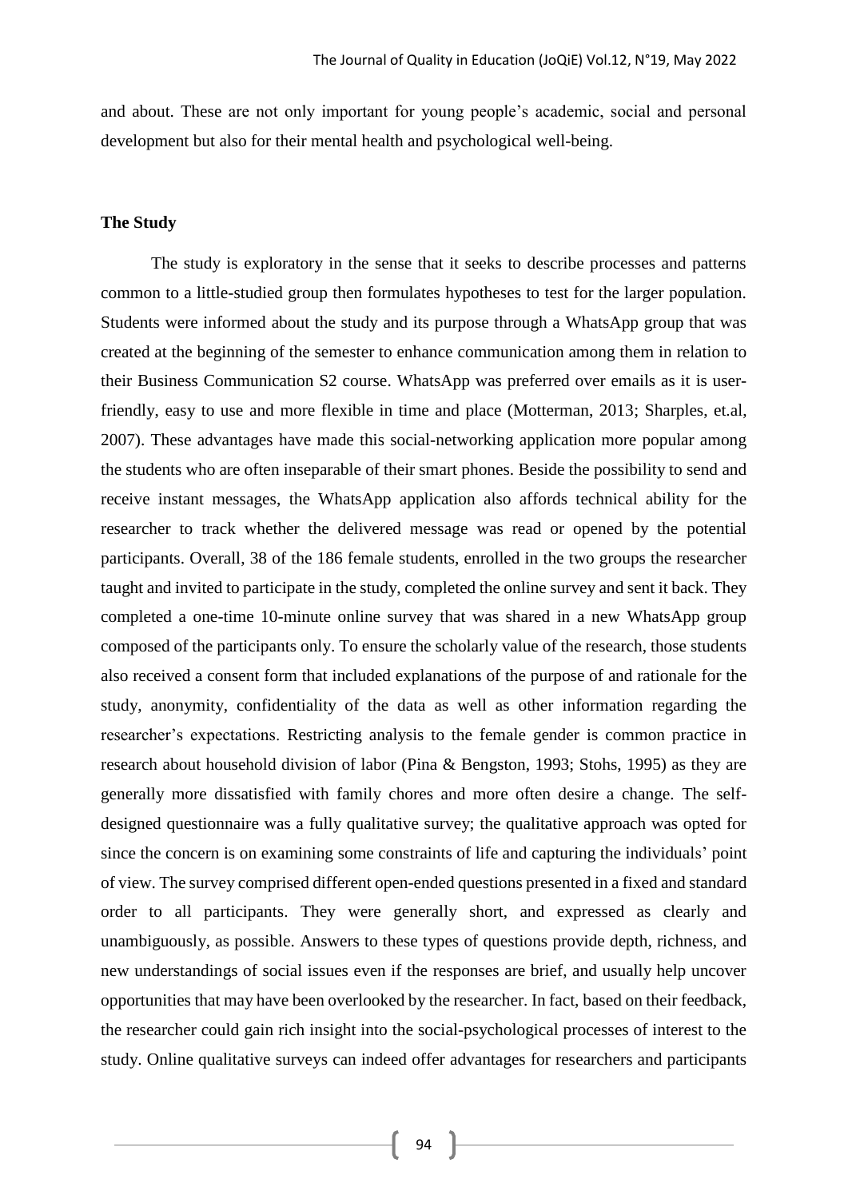and about. These are not only important for young people's academic, social and personal development but also for their mental health and psychological well-being.

## The Study

The study is exploratory in the sense that it seeks to describe processes and patterns common to a little-studied group then formulates hypotheses to test for the larger population. Students were informed about the study and its purpose through a WhatsApp group that was created at the beginning of the semester to enhance communication among them in relation to their Business Communication S2 course. WhatsApp was preferred over emails as it is user-friendly, easy to use and more flexible in time and place (Motterman, 2013; Sharples, et.al, 2007). These advantages have made this social-networking application more popular among the students who are often inseparable of their smart phones. Beside the possibility to send and receive instant messages, the WhatsApp application also affords technical ability for the researcher to track whether the delivered message was read or opened by the potential participants. Overall, 38 of the 186 female students, enrolled in the two groups the researcher taught and invited to participate in the study, completed the online survey and sent it back. They completed a one-time 10-minute online survey that was shared in a new WhatsApp group composed of the participants only. To ensure the scholarly value of the research, those students also received a consent form that included explanations of the purpose of and rationale for the study, anonymity, confidentiality of the data as well as other information regarding the researcher's expectations. Restricting analysis to the female gender is common practice in research about household division of labor (Pina & Bengston, 1993; Stohs, 1995) as they are generally more dissatisfied with family chores and more often desire a change. The self-designed questionnaire was a fully qualitative survey; the qualitative approach was opted for since the concern is on examining some constraints of life and capturing the individuals' point of view. The survey comprised different open-ended questions presented in a fixed and standard order to all participants. They were generally short, and expressed as clearly and unambiguously, as possible. Answers to these types of questions provide depth, richness, and new understandings of social issues even if the responses are brief, and usually help uncover opportunities that may have been overlooked by the researcher. In fact, based on their feedback, the researcher could gain rich insight into the social-psychological processes of interest to the study. Online qualitative surveys can indeed offer advantages for researchers and participants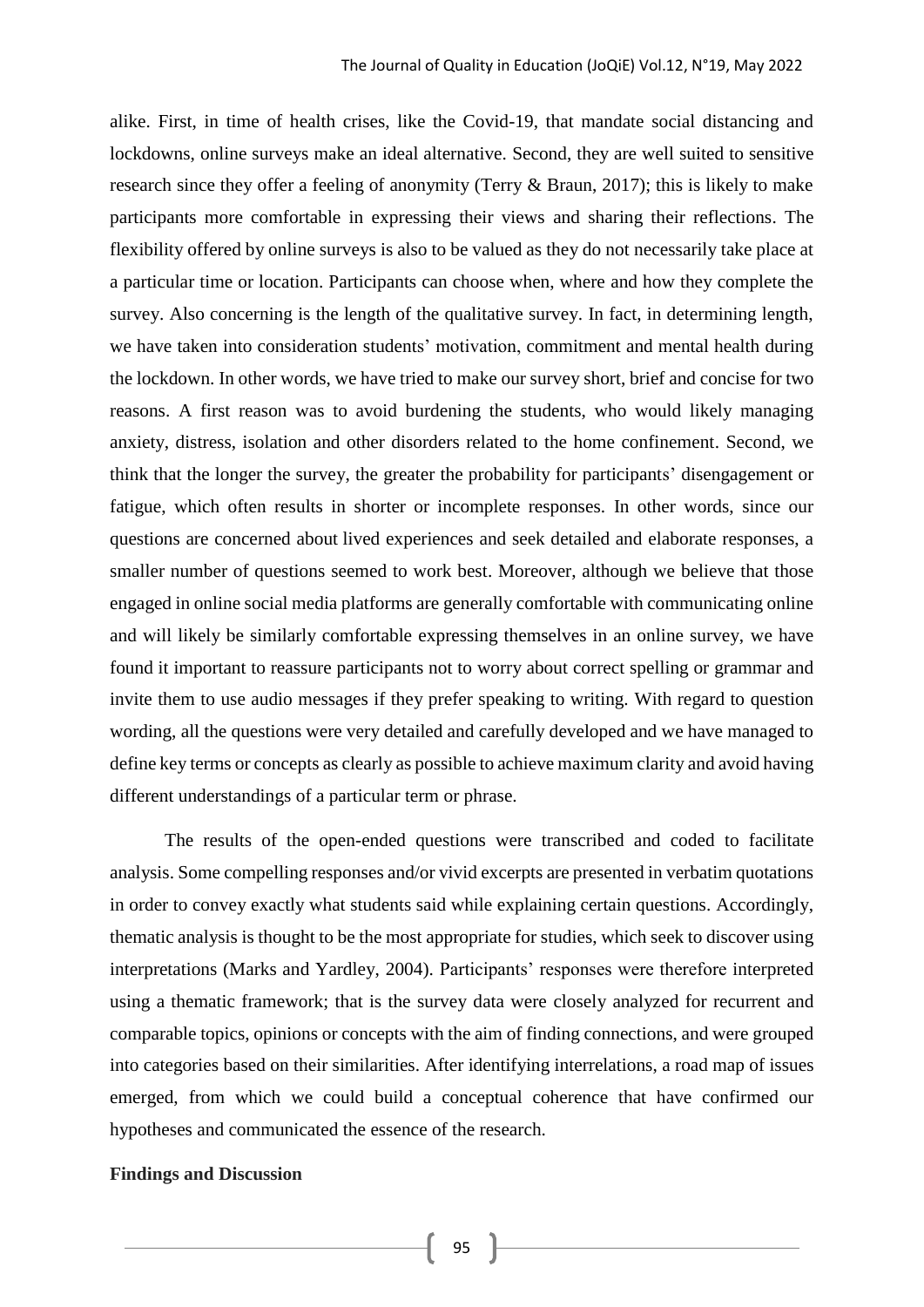alike. First, in time of health crises, like the Covid-19, that mandate social distancing and lockdowns, online surveys make an ideal alternative. Second, they are well suited to sensitive research since they offer a feeling of anonymity (Terry & Braun, 2017); this is likely to make participants more comfortable in expressing their views and sharing their reflections. The flexibility offered by online surveys is also to be valued as they do not necessarily take place at a particular time or location. Participants can choose when, where and how they complete the survey. Also concerning is the length of the qualitative survey. In fact, in determining length, we have taken into consideration students' motivation, commitment and mental health during the lockdown. In other words, we have tried to make our survey short, brief and concise for two reasons. A first reason was to avoid burdening the students, who would likely managing anxiety, distress, isolation and other disorders related to the home confinement. Second, we think that the longer the survey, the greater the probability for participants' disengagement or fatigue, which often results in shorter or incomplete responses. In other words, since our questions are concerned about lived experiences and seek detailed and elaborate responses, a smaller number of questions seemed to work best. Moreover, although we believe that those engaged in online social media platforms are generally comfortable with communicating online and will likely be similarly comfortable expressing themselves in an online survey, we have found it important to reassure participants not to worry about correct spelling or grammar and invite them to use audio messages if they prefer speaking to writing. With regard to question wording, all the questions were very detailed and carefully developed and we have managed to define key terms or concepts as clearly as possible to achieve maximum clarity and avoid having different understandings of a particular term or phrase.

The results of the open-ended questions were transcribed and coded to facilitate analysis. Some compelling responses and/or vivid excerpts are presented in verbatim quotations in order to convey exactly what students said while explaining certain questions. Accordingly, thematic analysis is thought to be the most appropriate for studies, which seek to discover using interpretations (Marks and Yardley, 2004). Participants' responses were therefore interpreted using a thematic framework; that is the survey data were closely analyzed for recurrent and comparable topics, opinions or concepts with the aim of finding connections, and were grouped into categories based on their similarities. After identifying interrelations, a road map of issues emerged, from which we could build a conceptual coherence that have confirmed our hypotheses and communicated the essence of the research.

**Findings and Discussion**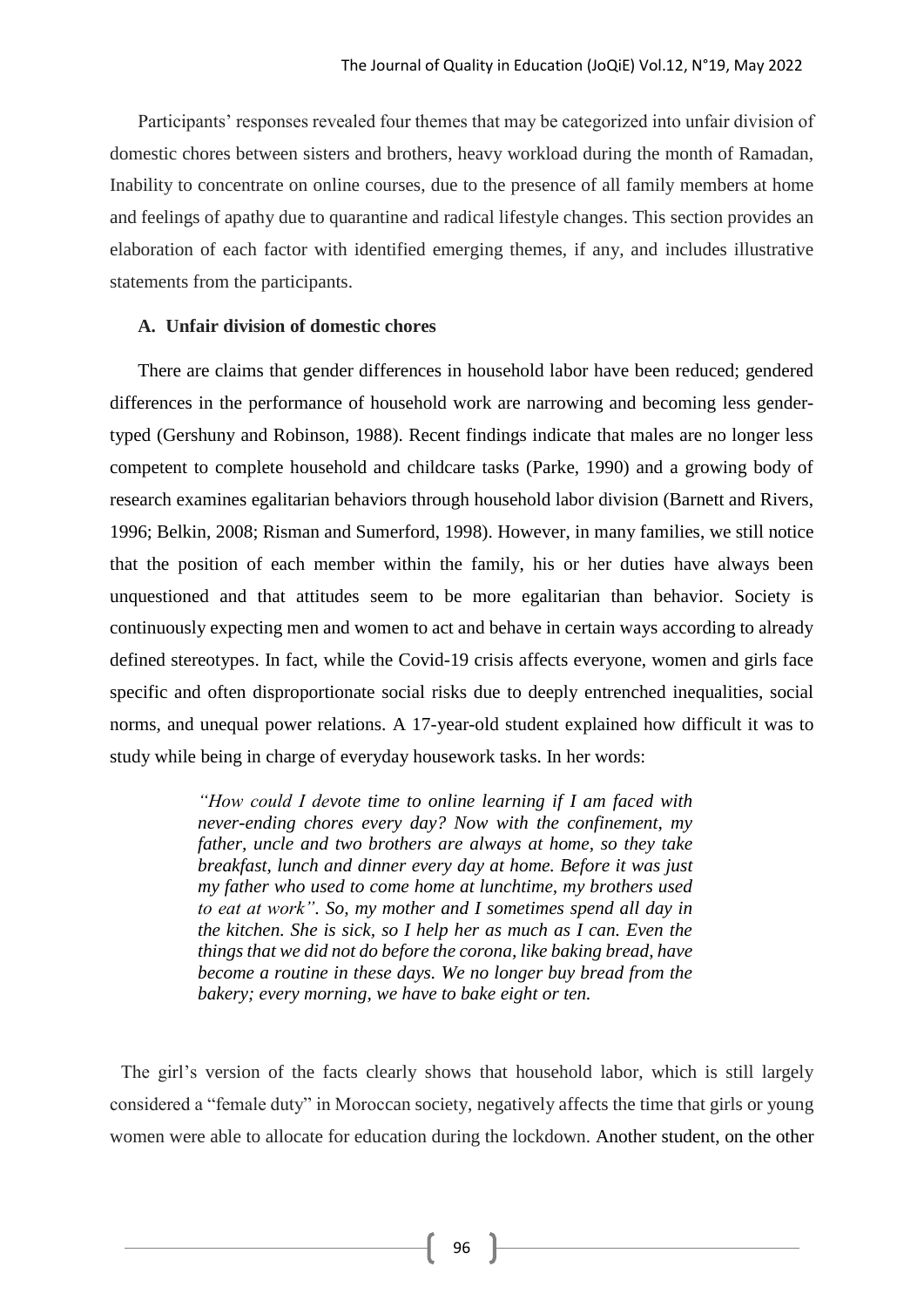Participants' responses revealed four themes that may be categorized into unfair division of domestic chores between sisters and brothers, heavy workload during the month of Ramadan, Inability to concentrate on online courses, due to the presence of all family members at home and feelings of apathy due to quarantine and radical lifestyle changes. This section provides an elaboration of each factor with identified emerging themes, if any, and includes illustrative statements from the participants.

### A. Unfair division of domestic chores

There are claims that gender differences in household labor have been reduced; gendered differences in the performance of household work are narrowing and becoming less gender-typed (Gershuny and Robinson, 1988). Recent findings indicate that males are no longer less competent to complete household and childcare tasks (Parke, 1990) and a growing body of research examines egalitarian behaviors through household labor division (Barnett and Rivers, 1996; Belkin, 2008; Risman and Sumerford, 1998). However, in many families, we still notice that the position of each member within the family, his or her duties have always been unquestioned and that attitudes seem to be more egalitarian than behavior. Society is continuously expecting men and women to act and behave in certain ways according to already defined stereotypes. In fact, while the Covid-19 crisis affects everyone, women and girls face specific and often disproportionate social risks due to deeply entrenched inequalities, social norms, and unequal power relations. A 17-year-old student explained how difficult it was to study while being in charge of everyday housework tasks. In her words:

> *"How could I devote time to online learning if I am faced with never-ending chores every day? Now with the confinement, my father, uncle and two brothers are always at home, so they take breakfast, lunch and dinner every day at home. Before it was just my father who used to come home at lunchtime, my brothers used to eat at work". So, my mother and I sometimes spend all day in the kitchen. She is sick, so I help her as much as I can. Even the things that we did not do before the corona, like baking bread, have become a routine in these days. We no longer buy bread from the bakery; every morning, we have to bake eight or ten.*

The girl's version of the facts clearly shows that household labor, which is still largely considered a "female duty" in Moroccan society, negatively affects the time that girls or young women were able to allocate for education during the lockdown. Another student, on the other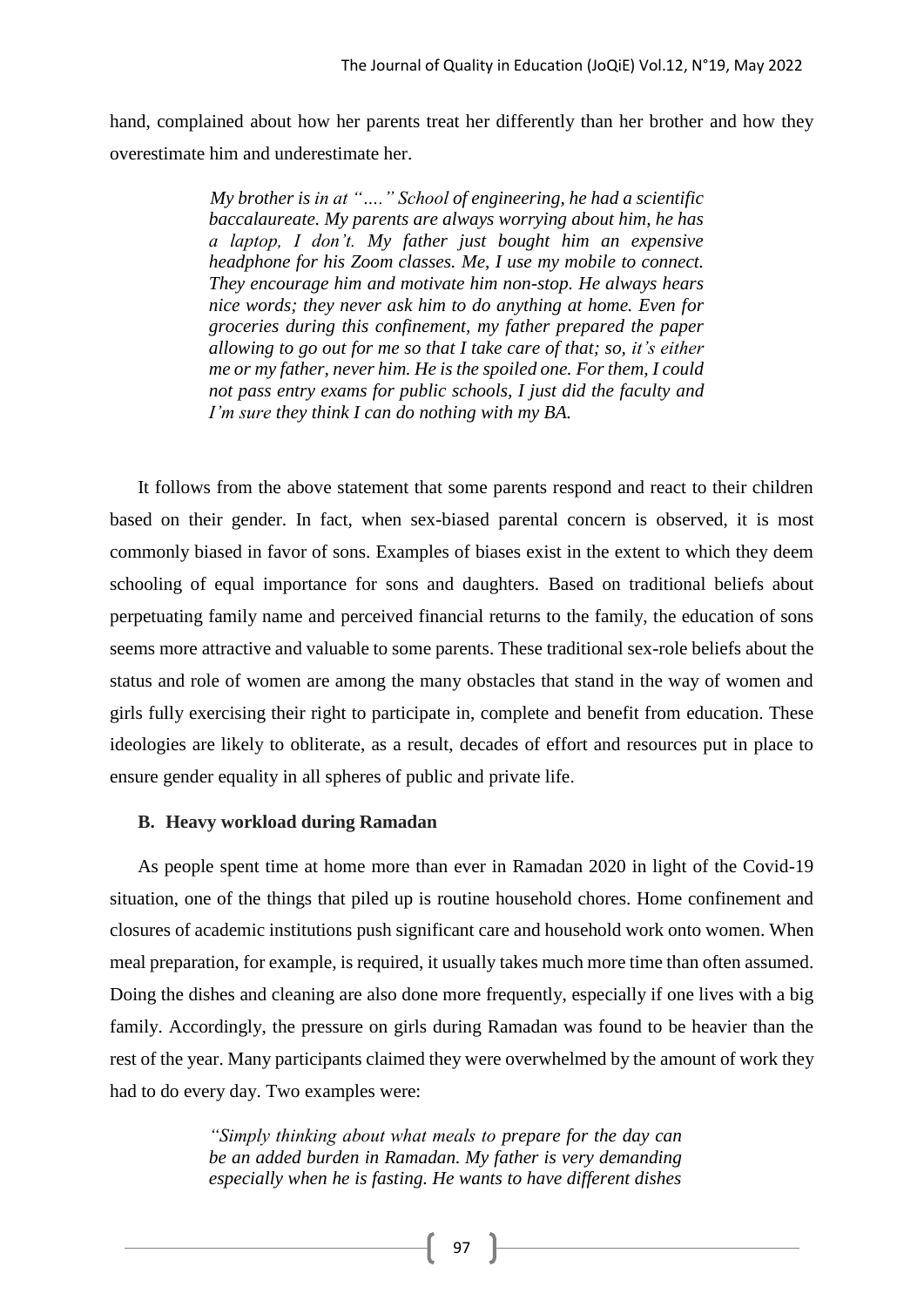hand, complained about how her parents treat her differently than her brother and how they overestimate him and underestimate her.

> *My brother is in at "…." School of engineering, he had a scientific baccalaureate. My parents are always worrying about him, he has a laptop, I don't. My father just bought him an expensive headphone for his Zoom classes. Me, I use my mobile to connect. They encourage him and motivate him non-stop. He always hears nice words; they never ask him to do anything at home. Even for groceries during this confinement, my father prepared the paper allowing to go out for me so that I take care of that; so, it's either me or my father, never him. He is the spoiled one. For them, I could not pass entry exams for public schools, I just did the faculty and I'm sure they think I can do nothing with my BA.*

It follows from the above statement that some parents respond and react to their children based on their gender. In fact, when sex-biased parental concern is observed, it is most commonly biased in favor of sons. Examples of biases exist in the extent to which they deem schooling of equal importance for sons and daughters. Based on traditional beliefs about perpetuating family name and perceived financial returns to the family, the education of sons seems more attractive and valuable to some parents. These traditional sex-role beliefs about the status and role of women are among the many obstacles that stand in the way of women and girls fully exercising their right to participate in, complete and benefit from education. These ideologies are likely to obliterate, as a result, decades of effort and resources put in place to ensure gender equality in all spheres of public and private life.

### B. Heavy workload during Ramadan

As people spent time at home more than ever in Ramadan 2020 in light of the Covid-19 situation, one of the things that piled up is routine household chores. Home confinement and closures of academic institutions push significant care and household work onto women. When meal preparation, for example, is required, it usually takes much more time than often assumed. Doing the dishes and cleaning are also done more frequently, especially if one lives with a big family. Accordingly, the pressure on girls during Ramadan was found to be heavier than the rest of the year. Many participants claimed they were overwhelmed by the amount of work they had to do every day. Two examples were:

> *"Simply thinking about what meals to prepare for the day can be an added burden in Ramadan. My father is very demanding especially when he is fasting. He wants to have different dishes*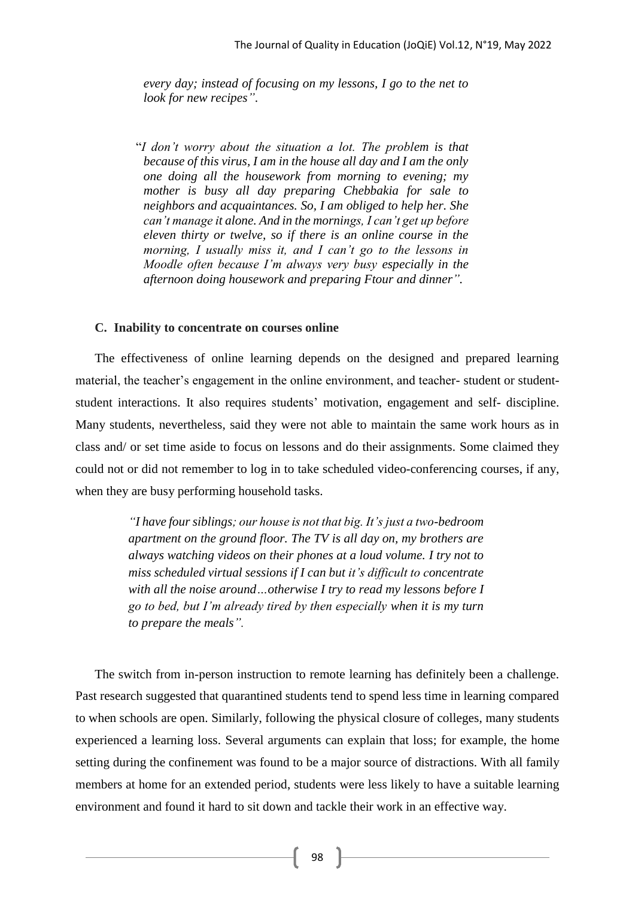*every day; instead of focusing on my lessons, I go to the net to look for new recipes".*

"*I don't worry about the situation a lot. The problem is that because of this virus, I am in the house all day and I am the only one doing all the housework from morning to evening; my mother is busy all day preparing Chebbakia for sale to neighbors and acquaintances. So, I am obliged to help her. She can't manage it alone. And in the mornings, I can't get up before eleven thirty or twelve, so if there is an online course in the morning, I usually miss it, and I can't go to the lessons in Moodle often because I'm always very busy especially in the afternoon doing housework and preparing Ftour and dinner".*

### C. Inability to concentrate on courses online

The effectiveness of online learning depends on the designed and prepared learning material, the teacher's engagement in the online environment, and teacher- student or student-student interactions. It also requires students' motivation, engagement and self- discipline. Many students, nevertheless, said they were not able to maintain the same work hours as in class and/ or set time aside to focus on lessons and do their assignments. Some claimed they could not or did not remember to log in to take scheduled video-conferencing courses, if any, when they are busy performing household tasks.

*"I have four siblings; our house is not that big. It's just a two-bedroom apartment on the ground floor. The TV is all day on, my brothers are always watching videos on their phones at a loud volume. I try not to miss scheduled virtual sessions if I can but it's difficult to concentrate with all the noise around…otherwise I try to read my lessons before I go to bed, but I'm already tired by then especially when it is my turn to prepare the meals".*

The switch from in-person instruction to remote learning has definitely been a challenge. Past research suggested that quarantined students tend to spend less time in learning compared to when schools are open. Similarly, following the physical closure of colleges, many students experienced a learning loss. Several arguments can explain that loss; for example, the home setting during the confinement was found to be a major source of distractions. With all family members at home for an extended period, students were less likely to have a suitable learning environment and found it hard to sit down and tackle their work in an effective way.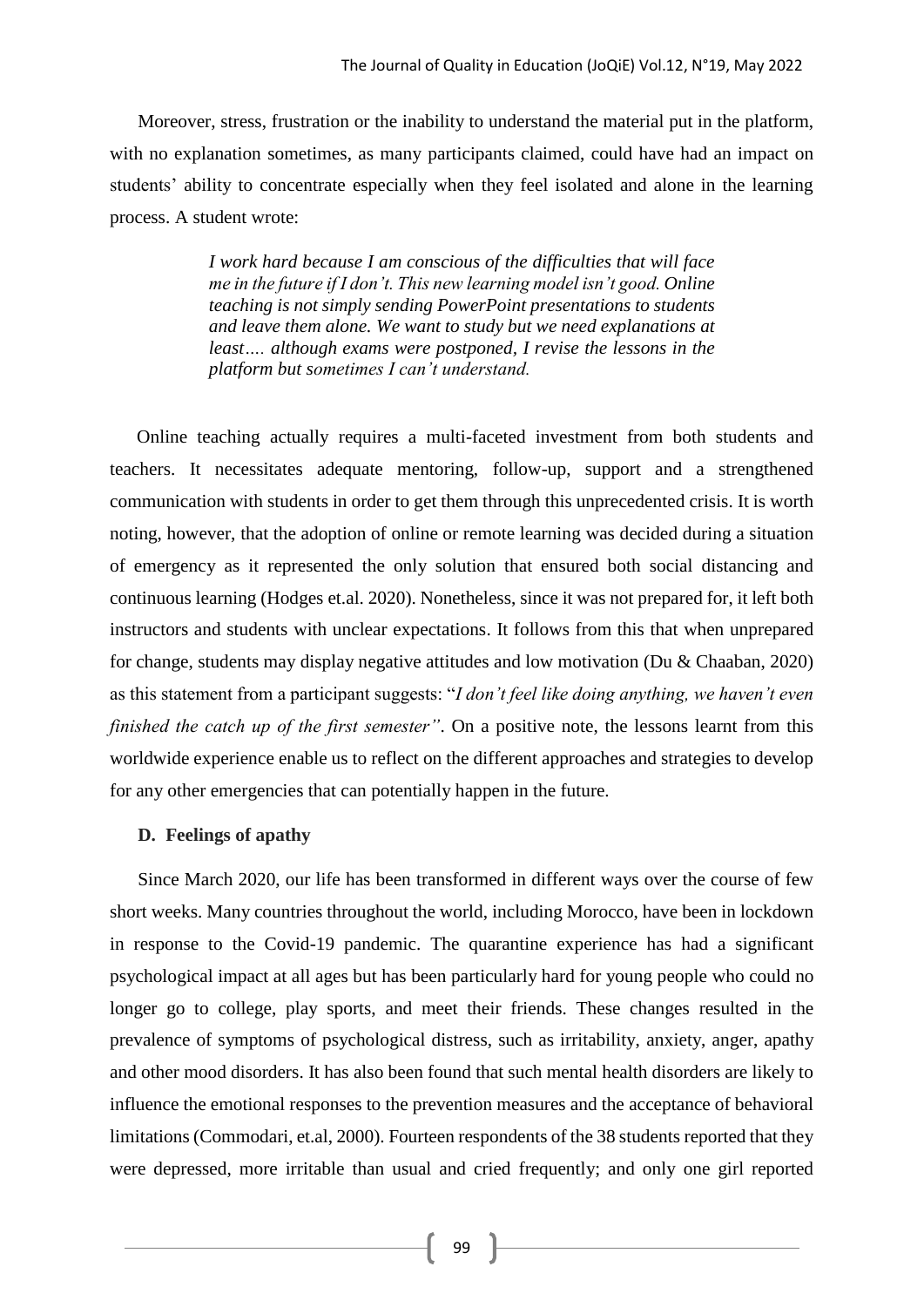Moreover, stress, frustration or the inability to understand the material put in the platform, with no explanation sometimes, as many participants claimed, could have had an impact on students' ability to concentrate especially when they feel isolated and alone in the learning process. A student wrote:

> *I work hard because I am conscious of the difficulties that will face me in the future if I don't. This new learning model isn't good. Online teaching is not simply sending PowerPoint presentations to students and leave them alone. We want to study but we need explanations at least…. although exams were postponed, I revise the lessons in the platform but sometimes I can't understand.*

Online teaching actually requires a multi-faceted investment from both students and teachers. It necessitates adequate mentoring, follow-up, support and a strengthened communication with students in order to get them through this unprecedented crisis. It is worth noting, however, that the adoption of online or remote learning was decided during a situation of emergency as it represented the only solution that ensured both social distancing and continuous learning (Hodges et.al. 2020). Nonetheless, since it was not prepared for, it left both instructors and students with unclear expectations. It follows from this that when unprepared for change, students may display negative attitudes and low motivation (Du & Chaaban, 2020) as this statement from a participant suggests: "*I don't feel like doing anything, we haven't even finished the catch up of the first semester"*. On a positive note, the lessons learnt from this worldwide experience enable us to reflect on the different approaches and strategies to develop for any other emergencies that can potentially happen in the future.

### D. Feelings of apathy

Since March 2020, our life has been transformed in different ways over the course of few short weeks. Many countries throughout the world, including Morocco, have been in lockdown in response to the Covid-19 pandemic. The quarantine experience has had a significant psychological impact at all ages but has been particularly hard for young people who could no longer go to college, play sports, and meet their friends. These changes resulted in the prevalence of symptoms of psychological distress, such as irritability, anxiety, anger, apathy and other mood disorders. It has also been found that such mental health disorders are likely to influence the emotional responses to the prevention measures and the acceptance of behavioral limitations (Commodari, et.al, 2000). Fourteen respondents of the 38 students reported that they were depressed, more irritable than usual and cried frequently; and only one girl reported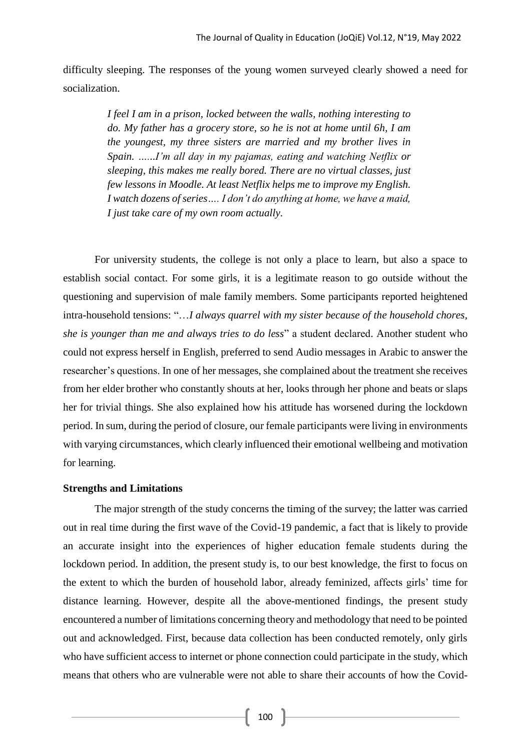difficulty sleeping. The responses of the young women surveyed clearly showed a need for socialization.

> *I feel I am in a prison, locked between the walls, nothing interesting to do. My father has a grocery store, so he is not at home until 6h, I am the youngest, my three sisters are married and my brother lives in Spain. ……I'm all day in my pajamas, eating and watching Netflix or sleeping, this makes me really bored. There are no virtual classes, just few lessons in Moodle. At least Netflix helps me to improve my English. I watch dozens of series…. I don't do anything at home, we have a maid, I just take care of my own room actually.*

For university students, the college is not only a place to learn, but also a space to establish social contact. For some girls, it is a legitimate reason to go outside without the questioning and supervision of male family members. Some participants reported heightened intra-household tensions: "…*I always quarrel with my sister because of the household chores, she is younger than me and always tries to do less*" a student declared. Another student who could not express herself in English, preferred to send Audio messages in Arabic to answer the researcher's questions. In one of her messages, she complained about the treatment she receives from her elder brother who constantly shouts at her, looks through her phone and beats or slaps her for trivial things. She also explained how his attitude has worsened during the lockdown period. In sum, during the period of closure, our female participants were living in environments with varying circumstances, which clearly influenced their emotional wellbeing and motivation for learning.

**Strengths and Limitations**

The major strength of the study concerns the timing of the survey; the latter was carried out in real time during the first wave of the Covid-19 pandemic, a fact that is likely to provide an accurate insight into the experiences of higher education female students during the lockdown period. In addition, the present study is, to our best knowledge, the first to focus on the extent to which the burden of household labor, already feminized, affects girls' time for distance learning. However, despite all the above-mentioned findings, the present study encountered a number of limitations concerning theory and methodology that need to be pointed out and acknowledged. First, because data collection has been conducted remotely, only girls who have sufficient access to internet or phone connection could participate in the study, which means that others who are vulnerable were not able to share their accounts of how the Covid-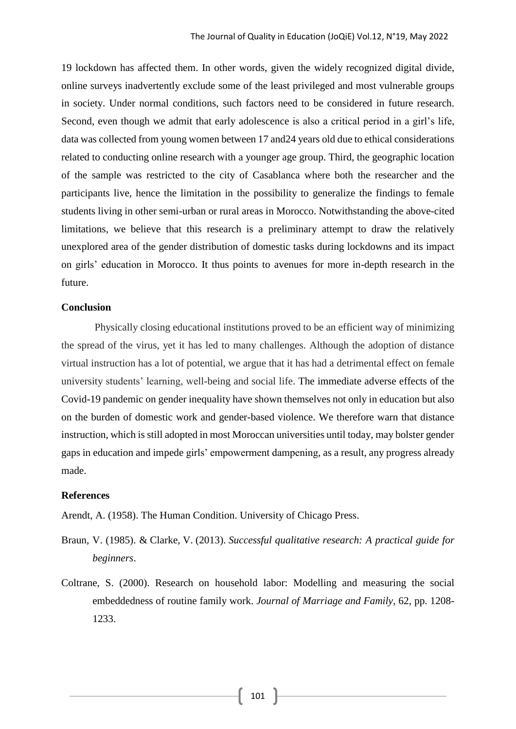19 lockdown has affected them. In other words, given the widely recognized digital divide, online surveys inadvertently exclude some of the least privileged and most vulnerable groups in society. Under normal conditions, such factors need to be considered in future research. Second, even though we admit that early adolescence is also a critical period in a girl's life, data was collected from young women between 17 and24 years old due to ethical considerations related to conducting online research with a younger age group. Third, the geographic location of the sample was restricted to the city of Casablanca where both the researcher and the participants live, hence the limitation in the possibility to generalize the findings to female students living in other semi-urban or rural areas in Morocco. Notwithstanding the above-cited limitations, we believe that this research is a preliminary attempt to draw the relatively unexplored area of the gender distribution of domestic tasks during lockdowns and its impact on girls' education in Morocco. It thus points to avenues for more in-depth research in the future.

## Conclusion

Physically closing educational institutions proved to be an efficient way of minimizing the spread of the virus, yet it has led to many challenges. Although the adoption of distance virtual instruction has a lot of potential, we argue that it has had a detrimental effect on female university students' learning, well-being and social life. The immediate adverse effects of the Covid-19 pandemic on gender inequality have shown themselves not only in education but also on the burden of domestic work and gender-based violence. We therefore warn that distance instruction, which is still adopted in most Moroccan universities until today, may bolster gender gaps in education and impede girls' empowerment dampening, as a result, any progress already made.

## References

Arendt, A. (1958). The Human Condition. University of Chicago Press.

Braun, V. (1985). & Clarke, V. (2013). *Successful qualitative research: A practical guide for beginners*.

Coltrane, S. (2000). Research on household labor: Modelling and measuring the social embeddedness of routine family work. *Journal of Marriage and Family*, 62, pp. 1208-1233.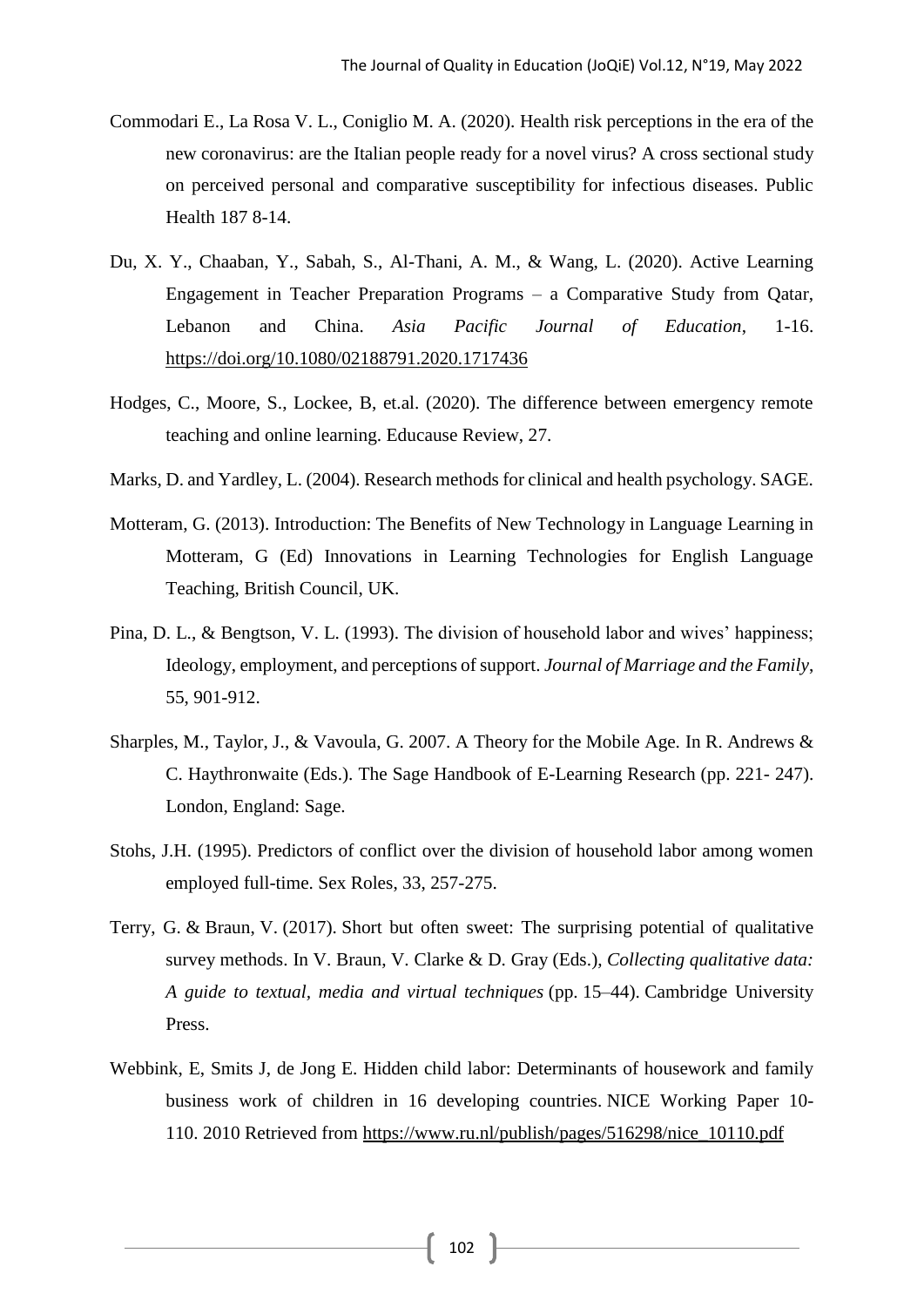Commodari E., La Rosa V. L., Coniglio M. A. (2020). Health risk perceptions in the era of the new coronavirus: are the Italian people ready for a novel virus? A cross sectional study on perceived personal and comparative susceptibility for infectious diseases. Public Health 187 8-14.

Du, X. Y., Chaaban, Y., Sabah, S., Al-Thani, A. M., & Wang, L. (2020). Active Learning Engagement in Teacher Preparation Programs – a Comparative Study from Qatar, Lebanon and China. *Asia Pacific Journal of Education*, 1-16. https://doi.org/10.1080/02188791.2020.1717436

Hodges, C., Moore, S., Lockee, B, et.al. (2020). The difference between emergency remote teaching and online learning. Educause Review, 27.

Marks, D. and Yardley, L. (2004). Research methods for clinical and health psychology. SAGE.

Motteram, G. (2013). Introduction: The Benefits of New Technology in Language Learning in Motteram, G (Ed) Innovations in Learning Technologies for English Language Teaching, British Council, UK.

Pina, D. L., & Bengtson, V. L. (1993). The division of household labor and wives' happiness; Ideology, employment, and perceptions of support. *Journal of Marriage and the Family*, 55, 901-912.

Sharples, M., Taylor, J., & Vavoula, G. 2007. A Theory for the Mobile Age. In R. Andrews & C. Haythronwaite (Eds.). The Sage Handbook of E-Learning Research (pp. 221- 247). London, England: Sage.

Stohs, J.H. (1995). Predictors of conflict over the division of household labor among women employed full-time. Sex Roles, 33, 257-275.

Terry, G. & Braun, V. (2017). Short but often sweet: The surprising potential of qualitative survey methods. In V. Braun, V. Clarke & D. Gray (Eds.), *Collecting qualitative data: A guide to textual, media and virtual techniques* (pp. 15–44). Cambridge University Press.

Webbink, E, Smits J, de Jong E. Hidden child labor: Determinants of housework and family business work of children in 16 developing countries. NICE Working Paper 10-110. 2010 Retrieved from https://www.ru.nl/publish/pages/516298/nice_10110.pdf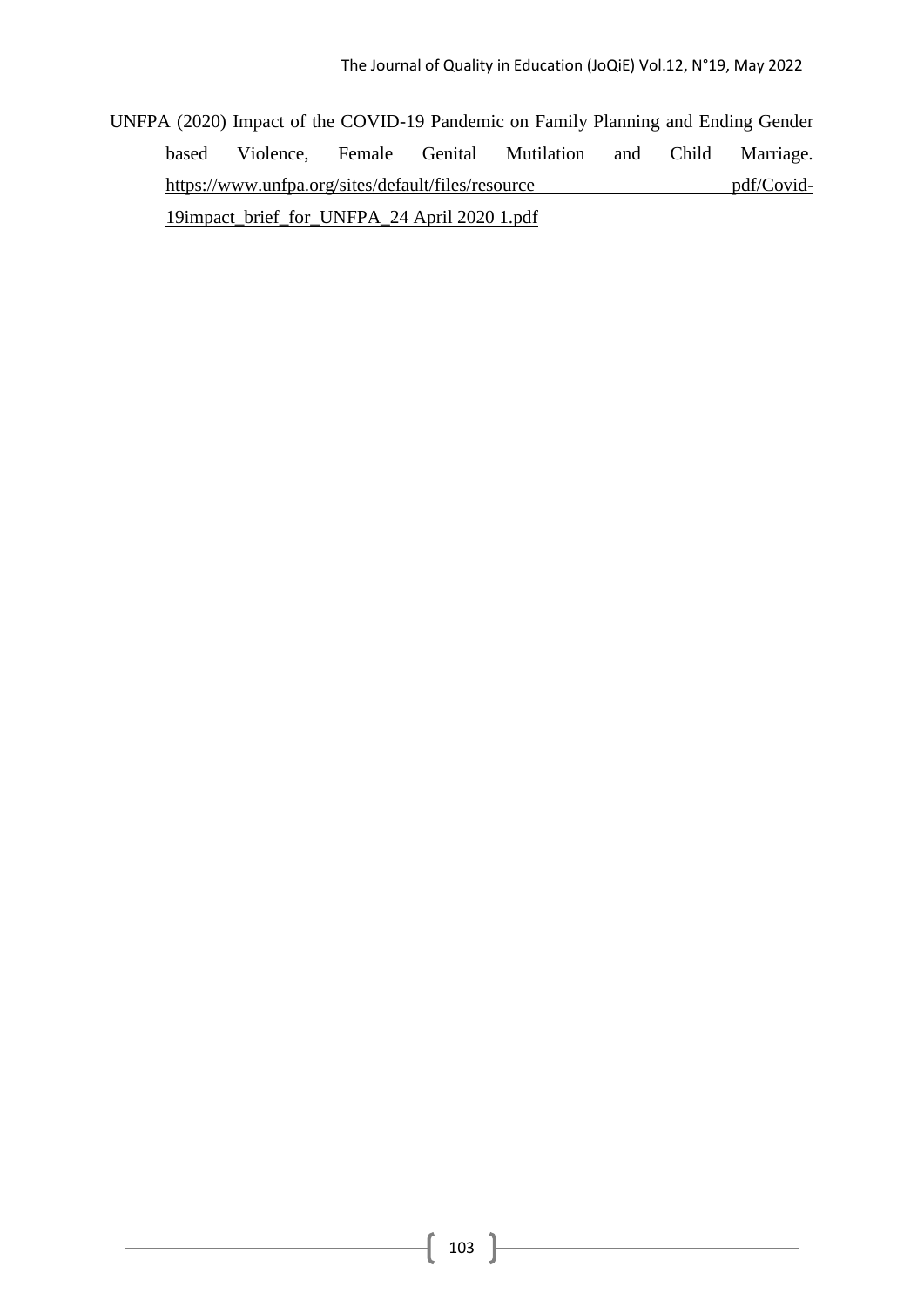UNFPA (2020) Impact of the COVID-19 Pandemic on Family Planning and Ending Gender based Violence, Female Genital Mutilation and Child Marriage. https://www.unfpa.org/sites/default/files/resource pdf/Covid-19impact_brief_for_UNFPA_24 April 2020 1.pdf